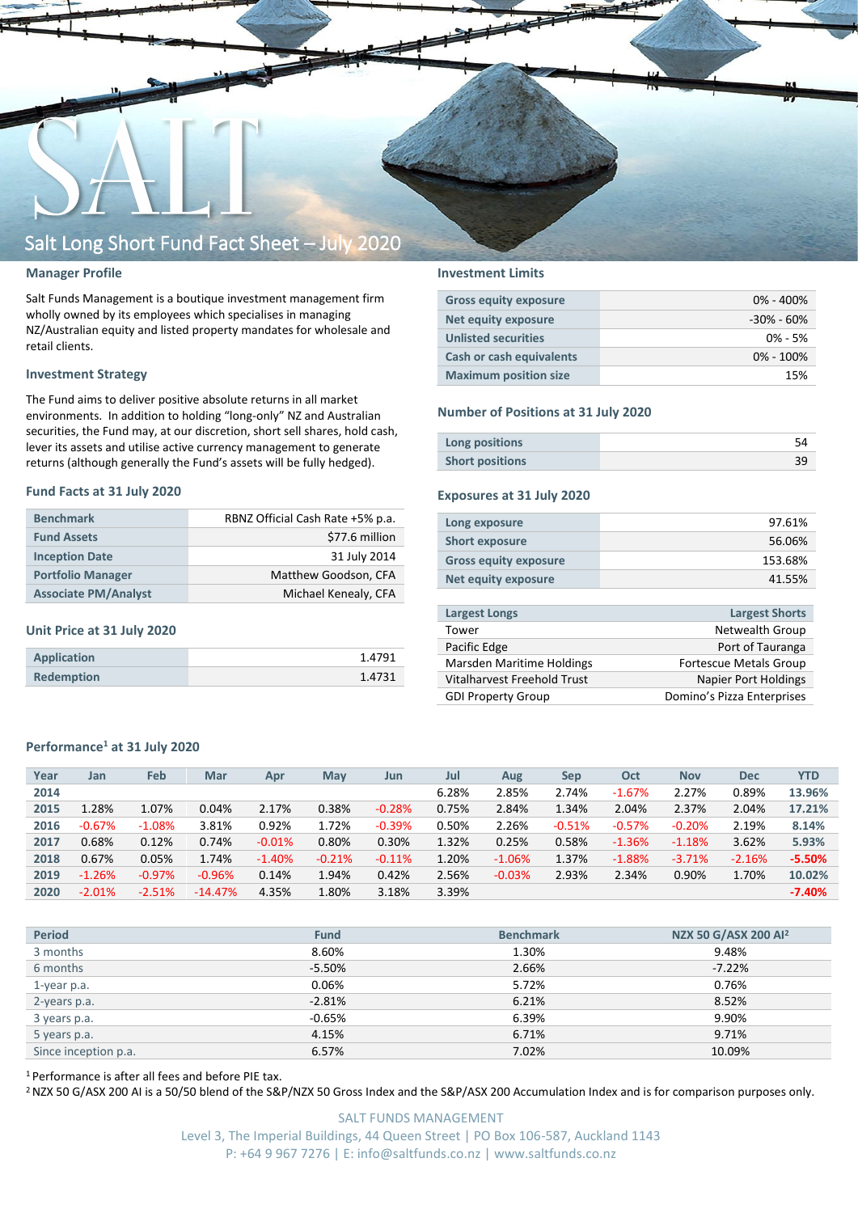# Salt Long Short Fund Fact Sheet – July 2020

## Manager Profile

Salt Funds Management is a boutique investment management firm wholly owned by its employees which specialises in managing NZ/Australian equity and listed property mandates for wholesale and retail clients.

## Investment Strategy

The Fund aims to deliver positive absolute returns in all market environments. In addition to holding "long-only" NZ and Australian securities, the Fund may, at our discretion, short sell shares, hold cash, lever its assets and utilise active currency management to generate returns (although generally the Fund's assets will be fully hedged).

## Fund Facts at 31 July 2020

| | |
|---|---|
| Benchmark | RBNZ Official Cash Rate +5% p.a. |
| Fund Assets | $77.6 million |
| Inception Date | 31 July 2014 |
| Portfolio Manager | Matthew Goodson, CFA |
| Associate PM/Analyst | Michael Kenealy, CFA |

## Unit Price at 31 July 2020

| | |
|---|---|
| Application | 1.4791 |
| Redemption | 1.4731 |

## Investment Limits

| | |
|---|---|
| Gross equity exposure | 0% - 400% |
| Net equity exposure | -30% - 60% |
| Unlisted securities | 0% - 5% |
| Cash or cash equivalents | 0% - 100% |
| Maximum position size | 15% |

## Number of Positions at 31 July 2020

| | |
|---|---|
| Long positions | 54 |
| Short positions | 39 |

## Exposures at 31 July 2020

| | |
|---|---|
| Long exposure | 97.61% |
| Short exposure | 56.06% |
| Gross equity exposure | 153.68% |
| Net equity exposure | 41.55% |

| Largest Longs | Largest Shorts |
|---|---|
| Tower | Netwealth Group |
| Pacific Edge | Port of Tauranga |
| Marsden Maritime Holdings | Fortescue Metals Group |
| Vitalharvest Freehold Trust | Napier Port Holdings |
| GDI Property Group | Domino's Pizza Enterprises |

## Performance[1] at 31 July 2020

| Year | Jan | Feb | Mar | Apr | May | Jun | Jul | Aug | Sep | Oct | Nov | Dec | YTD |
|---|---|---|---|---|---|---|---|---|---|---|---|---|---|
| 2014 | | | | | | | 6.28% | 2.85% | 2.74% | -1.67% | 2.27% | 0.89% | 13.96% |
| 2015 | 1.28% | 1.07% | 0.04% | 2.17% | 0.38% | -0.28% | 0.75% | 2.84% | 1.34% | 2.04% | 2.37% | 2.04% | 17.21% |
| 2016 | -0.67% | -1.08% | 3.81% | 0.92% | 1.72% | -0.39% | 0.50% | 2.26% | -0.51% | -0.57% | -0.20% | 2.19% | 8.14% |
| 2017 | 0.68% | 0.12% | 0.74% | -0.01% | 0.80% | 0.30% | 1.32% | 0.25% | 0.58% | -1.36% | -1.18% | 3.62% | 5.93% |
| 2018 | 0.67% | 0.05% | 1.74% | -1.40% | -0.21% | -0.11% | 1.20% | -1.06% | 1.37% | -1.88% | -3.71% | -2.16% | -5.50% |
| 2019 | -1.26% | -0.97% | -0.96% | 0.14% | 1.94% | 0.42% | 2.56% | -0.03% | 2.93% | 2.34% | 0.90% | 1.70% | 10.02% |
| 2020 | -2.01% | -2.51% | -14.47% | 4.35% | 1.80% | 3.18% | 3.39% | | | | | | -7.40% |

| Period | Fund | Benchmark | NZX 50 G/ASX 200 AI[2] |
|---|---|---|---|
| 3 months | 8.60% | 1.30% | 9.48% |
| 6 months | -5.50% | 2.66% | -7.22% |
| 1-year p.a. | 0.06% | 5.72% | 0.76% |
| 2-years p.a. | -2.81% | 6.21% | 8.52% |
| 3 years p.a. | -0.65% | 6.39% | 9.90% |
| 5 years p.a. | 4.15% | 6.71% | 9.71% |
| Since inception p.a. | 6.57% | 7.02% | 10.09% |

[1] Performance is after all fees and before PIE tax.

[2] NZX 50 G/ASX 200 AI is a 50/50 blend of the S&P/NZX 50 Gross Index and the S&P/ASX 200 Accumulation Index and is for comparison purposes only.

SALT FUNDS MANAGEMENT
Level 3, The Imperial Buildings, 44 Queen Street | PO Box 106-587, Auckland 1143
P: +64 9 967 7276 | E: info@saltfunds.co.nz | www.saltfunds.co.nz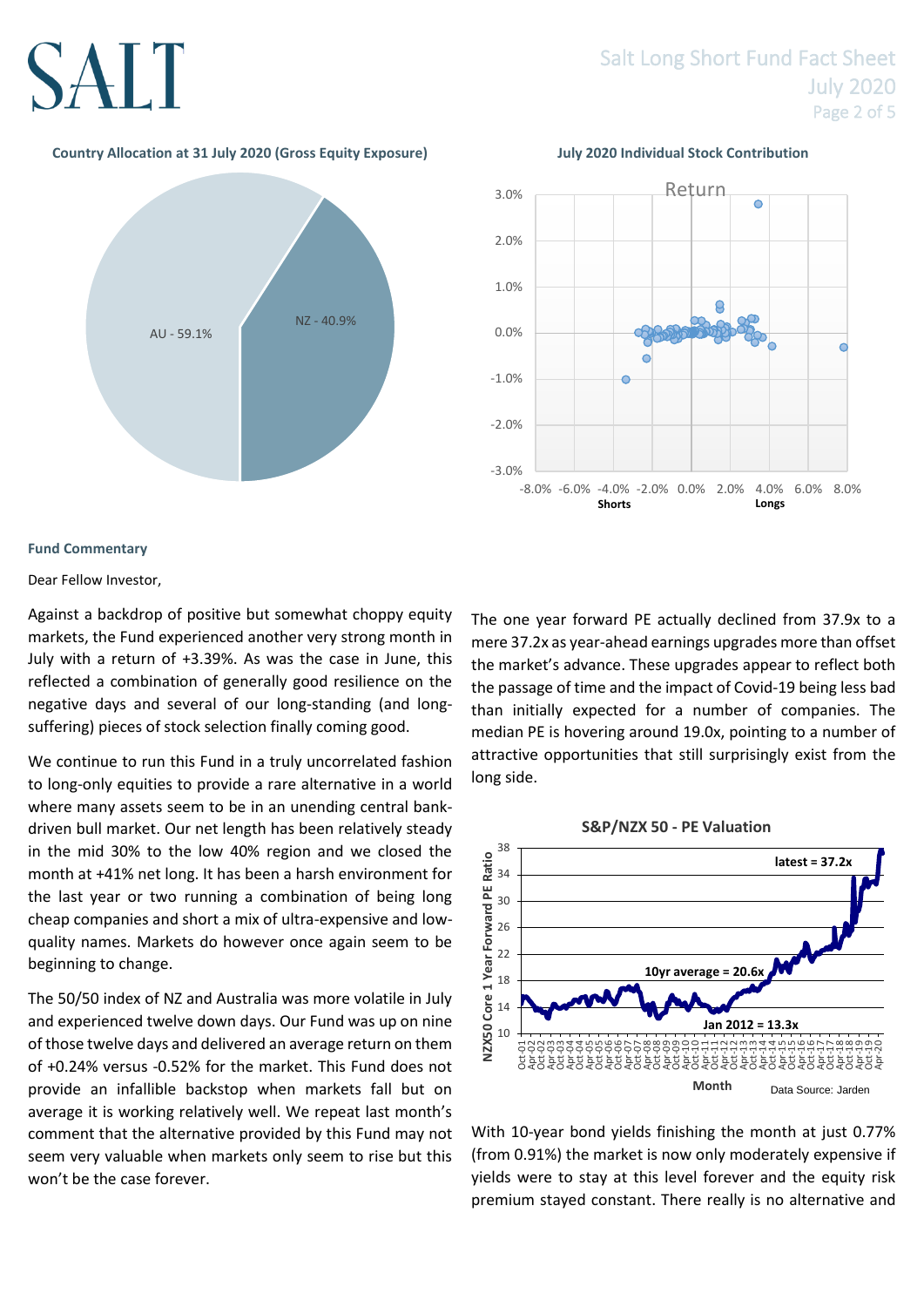**Country Allocation at 31 July 2020 (Gross Equity Exposure)**

AU - 59.1%

NZ - 40.9%

**July 2020 Individual Stock Contribution**

**Fund Commentary**

Dear Fellow Investor,

Against a backdrop of positive but somewhat choppy equity markets, the Fund experienced another very strong month in July with a return of +3.39%. As was the case in June, this reflected a combination of generally good resilience on the negative days and several of our long-standing (and long-suffering) pieces of stock selection finally coming good.

We continue to run this Fund in a truly uncorrelated fashion to long-only equities to provide a rare alternative in a world where many assets seem to be in an unending central bank-driven bull market. Our net length has been relatively steady in the mid 30% to the low 40% region and we closed the month at +41% net long. It has been a harsh environment for the last year or two running a combination of being long cheap companies and short a mix of ultra-expensive and low-quality names. Markets do however once again seem to be beginning to change.

The 50/50 index of NZ and Australia was more volatile in July and experienced twelve down days. Our Fund was up on nine of those twelve days and delivered an average return on them of +0.24% versus -0.52% for the market. This Fund does not provide an infallible backstop when markets fall but on average it is working relatively well. We repeat last month's comment that the alternative provided by this Fund may not seem very valuable when markets only seem to rise but this won't be the case forever.

The one year forward PE actually declined from 37.9x to a mere 37.2x as year-ahead earnings upgrades more than offset the market's advance. These upgrades appear to reflect both the passage of time and the impact of Covid-19 being less bad than initially expected for a number of companies. The median PE is hovering around 19.0x, pointing to a number of attractive opportunities that still surprisingly exist from the long side.

**S&P/NZX 50 - PE Valuation**

latest = 37.2x

10yr average = 20.6x

Jan 2012 = 13.3x

Data Source: Jarden

With 10-year bond yields finishing the month at just 0.77% (from 0.91%) the market is now only moderately expensive if yields were to stay at this level forever and the equity risk premium stayed constant. There really is no alternative and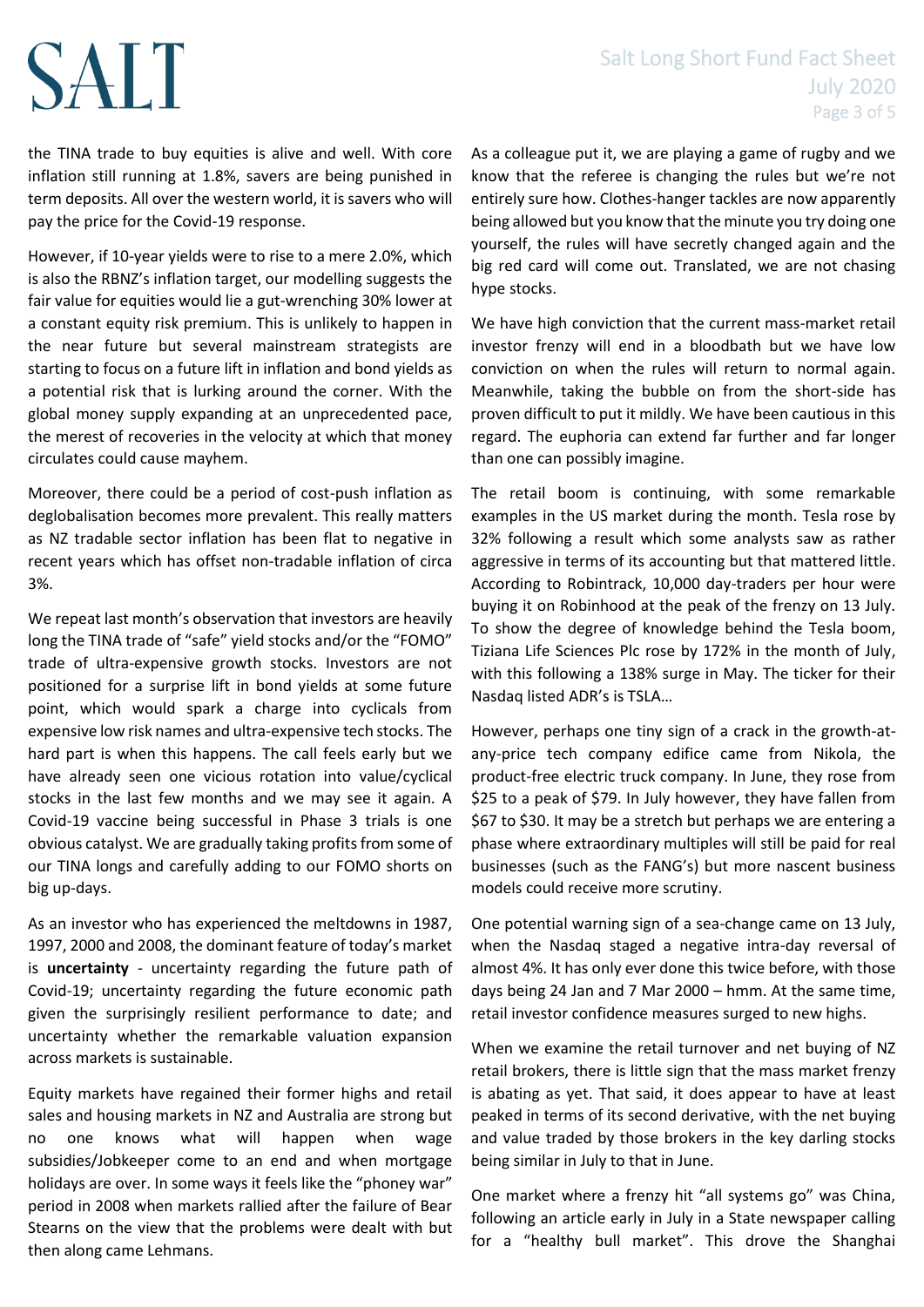the TINA trade to buy equities is alive and well. With core inflation still running at 1.8%, savers are being punished in term deposits. All over the western world, it is savers who will pay the price for the Covid-19 response.

However, if 10-year yields were to rise to a mere 2.0%, which is also the RBNZ's inflation target, our modelling suggests the fair value for equities would lie a gut-wrenching 30% lower at a constant equity risk premium. This is unlikely to happen in the near future but several mainstream strategists are starting to focus on a future lift in inflation and bond yields as a potential risk that is lurking around the corner. With the global money supply expanding at an unprecedented pace, the merest of recoveries in the velocity at which that money circulates could cause mayhem.

Moreover, there could be a period of cost-push inflation as deglobalisation becomes more prevalent. This really matters as NZ tradable sector inflation has been flat to negative in recent years which has offset non-tradable inflation of circa 3%.

We repeat last month's observation that investors are heavily long the TINA trade of "safe" yield stocks and/or the "FOMO" trade of ultra-expensive growth stocks. Investors are not positioned for a surprise lift in bond yields at some future point, which would spark a charge into cyclicals from expensive low risk names and ultra-expensive tech stocks. The hard part is when this happens. The call feels early but we have already seen one vicious rotation into value/cyclical stocks in the last few months and we may see it again. A Covid-19 vaccine being successful in Phase 3 trials is one obvious catalyst. We are gradually taking profits from some of our TINA longs and carefully adding to our FOMO shorts on big up-days.

As an investor who has experienced the meltdowns in 1987, 1997, 2000 and 2008, the dominant feature of today's market is **uncertainty** - uncertainty regarding the future path of Covid-19; uncertainty regarding the future economic path given the surprisingly resilient performance to date; and uncertainty whether the remarkable valuation expansion across markets is sustainable.

Equity markets have regained their former highs and retail sales and housing markets in NZ and Australia are strong but no one knows what will happen when wage subsidies/Jobkeeper come to an end and when mortgage holidays are over. In some ways it feels like the "phoney war" period in 2008 when markets rallied after the failure of Bear Stearns on the view that the problems were dealt with but then along came Lehmans.

As a colleague put it, we are playing a game of rugby and we know that the referee is changing the rules but we're not entirely sure how. Clothes-hanger tackles are now apparently being allowed but you know that the minute you try doing one yourself, the rules will have secretly changed again and the big red card will come out. Translated, we are not chasing hype stocks.

We have high conviction that the current mass-market retail investor frenzy will end in a bloodbath but we have low conviction on when the rules will return to normal again. Meanwhile, taking the bubble on from the short-side has proven difficult to put it mildly. We have been cautious in this regard. The euphoria can extend far further and far longer than one can possibly imagine.

The retail boom is continuing, with some remarkable examples in the US market during the month. Tesla rose by 32% following a result which some analysts saw as rather aggressive in terms of its accounting but that mattered little. According to Robintrack, 10,000 day-traders per hour were buying it on Robinhood at the peak of the frenzy on 13 July. To show the degree of knowledge behind the Tesla boom, Tiziana Life Sciences Plc rose by 172% in the month of July, with this following a 138% surge in May. The ticker for their Nasdaq listed ADR's is TSLA…

However, perhaps one tiny sign of a crack in the growth-at-any-price tech company edifice came from Nikola, the product-free electric truck company. In June, they rose from $25 to a peak of $79. In July however, they have fallen from $67 to $30. It may be a stretch but perhaps we are entering a phase where extraordinary multiples will still be paid for real businesses (such as the FANG's) but more nascent business models could receive more scrutiny.

One potential warning sign of a sea-change came on 13 July, when the Nasdaq staged a negative intra-day reversal of almost 4%. It has only ever done this twice before, with those days being 24 Jan and 7 Mar 2000 – hmm. At the same time, retail investor confidence measures surged to new highs.

When we examine the retail turnover and net buying of NZ retail brokers, there is little sign that the mass market frenzy is abating as yet. That said, it does appear to have at least peaked in terms of its second derivative, with the net buying and value traded by those brokers in the key darling stocks being similar in July to that in June.

One market where a frenzy hit "all systems go" was China, following an article early in July in a State newspaper calling for a "healthy bull market". This drove the Shanghai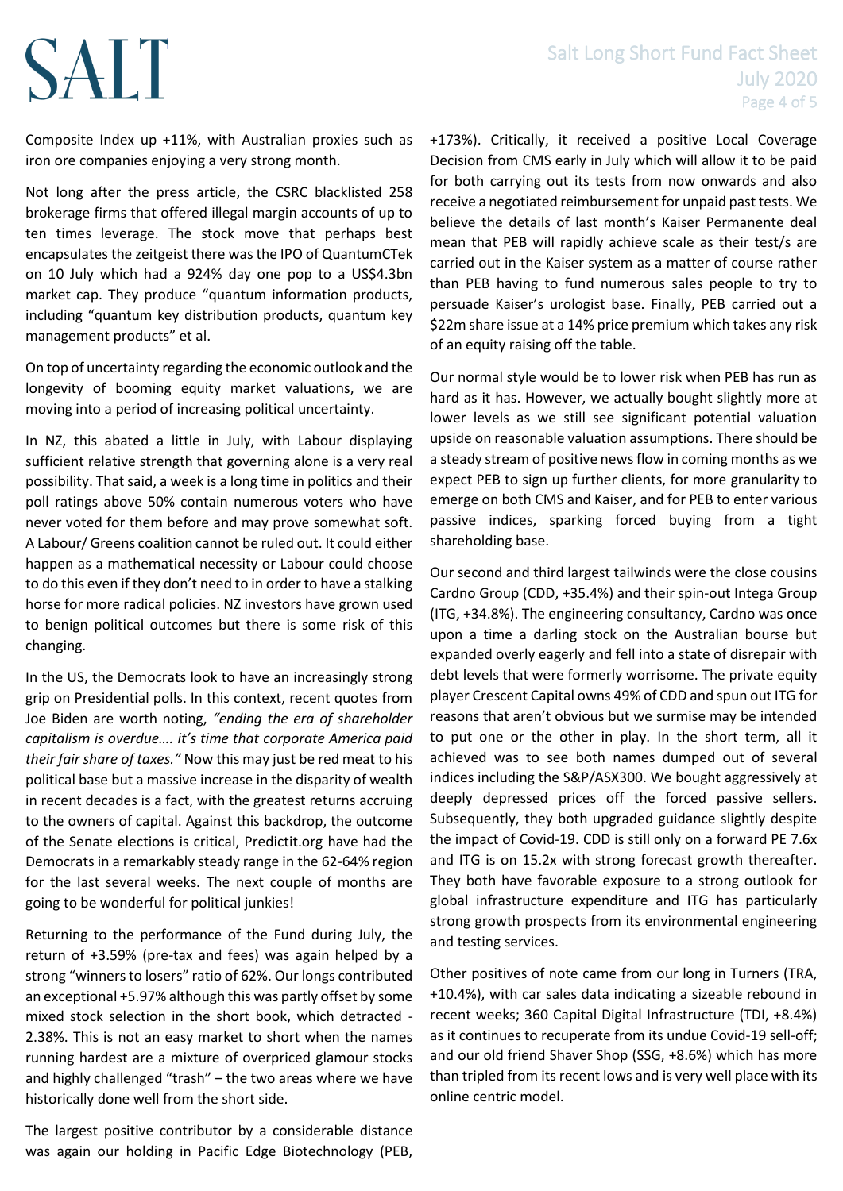Composite Index up +11%, with Australian proxies such as iron ore companies enjoying a very strong month.

Not long after the press article, the CSRC blacklisted 258 brokerage firms that offered illegal margin accounts of up to ten times leverage. The stock move that perhaps best encapsulates the zeitgeist there was the IPO of QuantumCTek on 10 July which had a 924% day one pop to a US$4.3bn market cap. They produce "quantum information products, including "quantum key distribution products, quantum key management products" et al.

On top of uncertainty regarding the economic outlook and the longevity of booming equity market valuations, we are moving into a period of increasing political uncertainty.

In NZ, this abated a little in July, with Labour displaying sufficient relative strength that governing alone is a very real possibility. That said, a week is a long time in politics and their poll ratings above 50% contain numerous voters who have never voted for them before and may prove somewhat soft. A Labour/ Greens coalition cannot be ruled out. It could either happen as a mathematical necessity or Labour could choose to do this even if they don't need to in order to have a stalking horse for more radical policies. NZ investors have grown used to benign political outcomes but there is some risk of this changing.

In the US, the Democrats look to have an increasingly strong grip on Presidential polls. In this context, recent quotes from Joe Biden are worth noting, *"ending the era of shareholder capitalism is overdue…. it's time that corporate America paid their fair share of taxes."* Now this may just be red meat to his political base but a massive increase in the disparity of wealth in recent decades is a fact, with the greatest returns accruing to the owners of capital. Against this backdrop, the outcome of the Senate elections is critical, Predictit.org have had the Democrats in a remarkably steady range in the 62-64% region for the last several weeks. The next couple of months are going to be wonderful for political junkies!

Returning to the performance of the Fund during July, the return of +3.59% (pre-tax and fees) was again helped by a strong "winners to losers" ratio of 62%. Our longs contributed an exceptional +5.97% although this was partly offset by some mixed stock selection in the short book, which detracted -2.38%. This is not an easy market to short when the names running hardest are a mixture of overpriced glamour stocks and highly challenged "trash" – the two areas where we have historically done well from the short side.

The largest positive contributor by a considerable distance was again our holding in Pacific Edge Biotechnology (PEB, +173%). Critically, it received a positive Local Coverage Decision from CMS early in July which will allow it to be paid for both carrying out its tests from now onwards and also receive a negotiated reimbursement for unpaid past tests. We believe the details of last month's Kaiser Permanente deal mean that PEB will rapidly achieve scale as their test/s are carried out in the Kaiser system as a matter of course rather than PEB having to fund numerous sales people to try to persuade Kaiser's urologist base. Finally, PEB carried out a $22m share issue at a 14% price premium which takes any risk of an equity raising off the table.

Our normal style would be to lower risk when PEB has run as hard as it has. However, we actually bought slightly more at lower levels as we still see significant potential valuation upside on reasonable valuation assumptions. There should be a steady stream of positive news flow in coming months as we expect PEB to sign up further clients, for more granularity to emerge on both CMS and Kaiser, and for PEB to enter various passive indices, sparking forced buying from a tight shareholding base.

Our second and third largest tailwinds were the close cousins Cardno Group (CDD, +35.4%) and their spin-out Intega Group (ITG, +34.8%). The engineering consultancy, Cardno was once upon a time a darling stock on the Australian bourse but expanded overly eagerly and fell into a state of disrepair with debt levels that were formerly worrisome. The private equity player Crescent Capital owns 49% of CDD and spun out ITG for reasons that aren't obvious but we surmise may be intended to put one or the other in play. In the short term, all it achieved was to see both names dumped out of several indices including the S&P/ASX300. We bought aggressively at deeply depressed prices off the forced passive sellers. Subsequently, they both upgraded guidance slightly despite the impact of Covid-19. CDD is still only on a forward PE 7.6x and ITG is on 15.2x with strong forecast growth thereafter. They both have favorable exposure to a strong outlook for global infrastructure expenditure and ITG has particularly strong growth prospects from its environmental engineering and testing services.

Other positives of note came from our long in Turners (TRA, +10.4%), with car sales data indicating a sizeable rebound in recent weeks; 360 Capital Digital Infrastructure (TDI, +8.4%) as it continues to recuperate from its undue Covid-19 sell-off; and our old friend Shaver Shop (SSG, +8.6%) which has more than tripled from its recent lows and is very well place with its online centric model.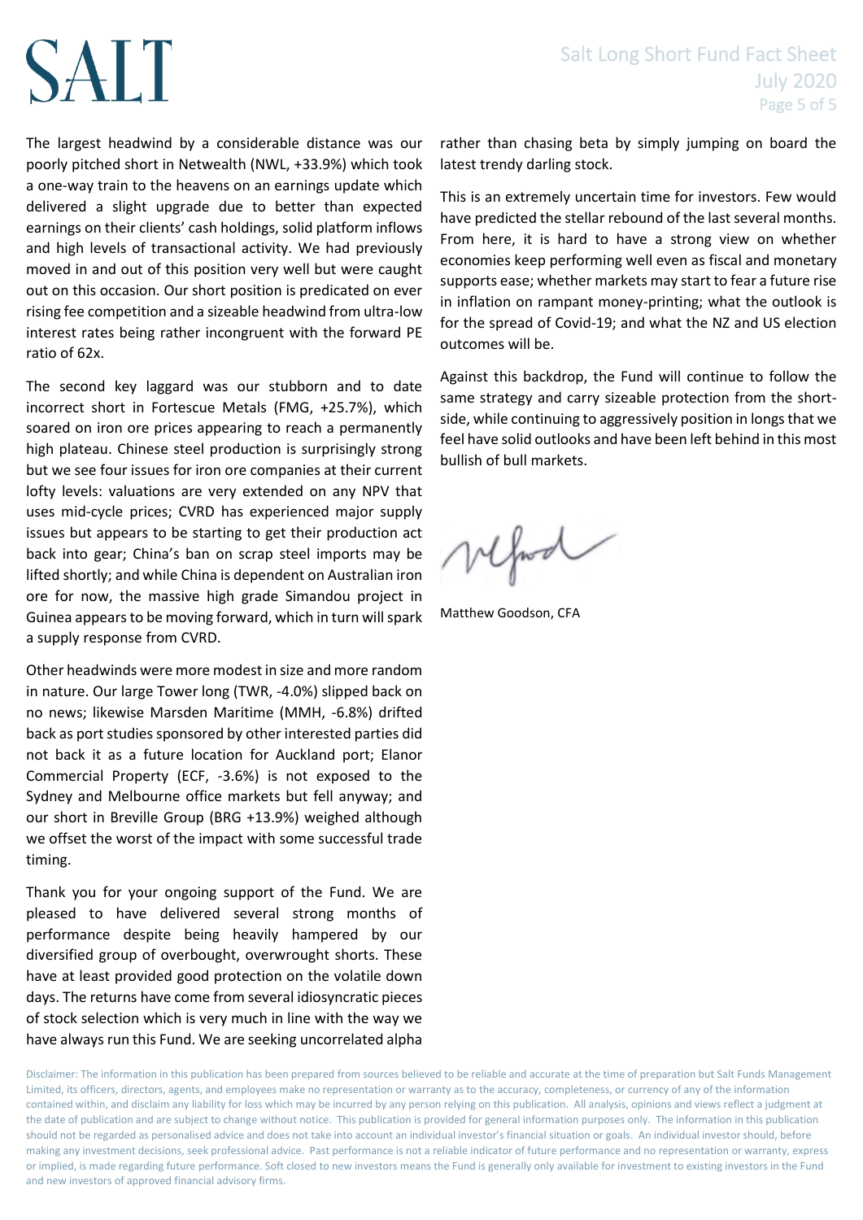The largest headwind by a considerable distance was our poorly pitched short in Netwealth (NWL, +33.9%) which took a one-way train to the heavens on an earnings update which delivered a slight upgrade due to better than expected earnings on their clients' cash holdings, solid platform inflows and high levels of transactional activity. We had previously moved in and out of this position very well but were caught out on this occasion. Our short position is predicated on ever rising fee competition and a sizeable headwind from ultra-low interest rates being rather incongruent with the forward PE ratio of 62x.

The second key laggard was our stubborn and to date incorrect short in Fortescue Metals (FMG, +25.7%), which soared on iron ore prices appearing to reach a permanently high plateau. Chinese steel production is surprisingly strong but we see four issues for iron ore companies at their current lofty levels: valuations are very extended on any NPV that uses mid-cycle prices; CVRD has experienced major supply issues but appears to be starting to get their production act back into gear; China's ban on scrap steel imports may be lifted shortly; and while China is dependent on Australian iron ore for now, the massive high grade Simandou project in Guinea appears to be moving forward, which in turn will spark a supply response from CVRD.

Other headwinds were more modest in size and more random in nature. Our large Tower long (TWR, -4.0%) slipped back on no news; likewise Marsden Maritime (MMH, -6.8%) drifted back as port studies sponsored by other interested parties did not back it as a future location for Auckland port; Elanor Commercial Property (ECF, -3.6%) is not exposed to the Sydney and Melbourne office markets but fell anyway; and our short in Breville Group (BRG +13.9%) weighed although we offset the worst of the impact with some successful trade timing.

Thank you for your ongoing support of the Fund. We are pleased to have delivered several strong months of performance despite being heavily hampered by our diversified group of overbought, overwrought shorts. These have at least provided good protection on the volatile down days. The returns have come from several idiosyncratic pieces of stock selection which is very much in line with the way we have always run this Fund. We are seeking uncorrelated alpha rather than chasing beta by simply jumping on board the latest trendy darling stock.

This is an extremely uncertain time for investors. Few would have predicted the stellar rebound of the last several months. From here, it is hard to have a strong view on whether economies keep performing well even as fiscal and monetary supports ease; whether markets may start to fear a future rise in inflation on rampant money-printing; what the outlook is for the spread of Covid-19; and what the NZ and US election outcomes will be.

Against this backdrop, the Fund will continue to follow the same strategy and carry sizeable protection from the short-side, while continuing to aggressively position in longs that we feel have solid outlooks and have been left behind in this most bullish of bull markets.

Matthew Goodson, CFA

Disclaimer: The information in this publication has been prepared from sources believed to be reliable and accurate at the time of preparation but Salt Funds Management Limited, its officers, directors, agents, and employees make no representation or warranty as to the accuracy, completeness, or currency of any of the information contained within, and disclaim any liability for loss which may be incurred by any person relying on this publication. All analysis, opinions and views reflect a judgment at the date of publication and are subject to change without notice. This publication is provided for general information purposes only. The information in this publication should not be regarded as personalised advice and does not take into account an individual investor's financial situation or goals. An individual investor should, before making any investment decisions, seek professional advice. Past performance is not a reliable indicator of future performance and no representation or warranty, express or implied, is made regarding future performance. Soft closed to new investors means the Fund is generally only available for investment to existing investors in the Fund and new investors of approved financial advisory firms.